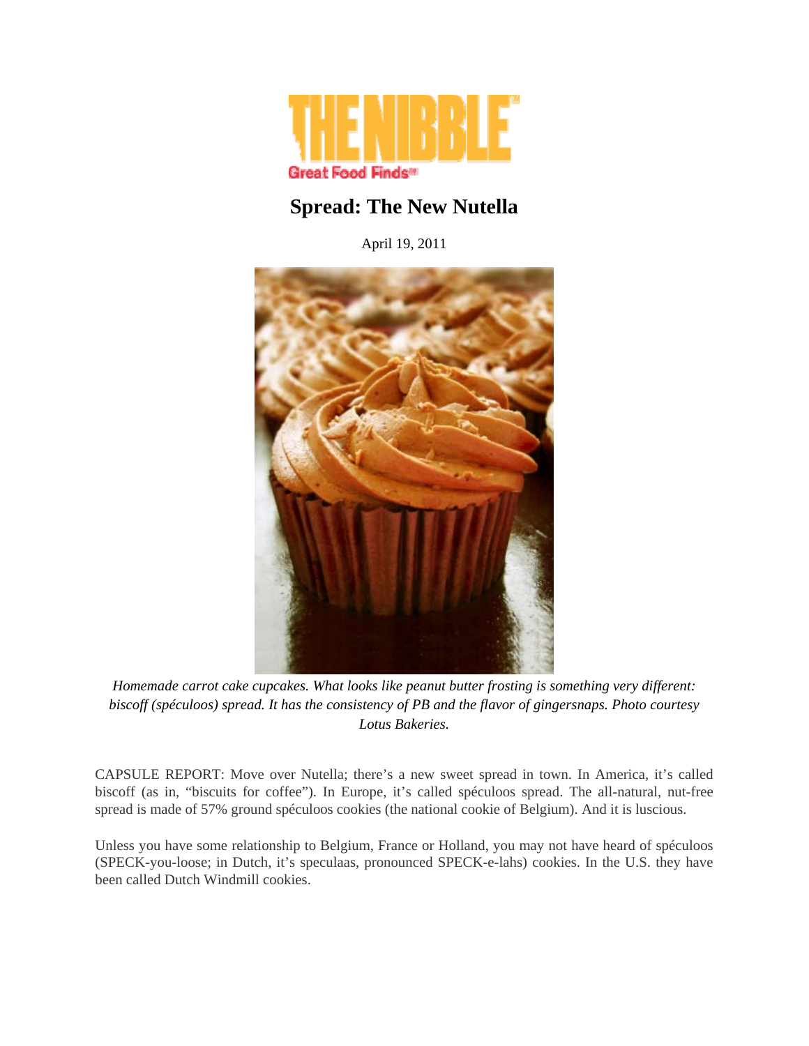THE NIBBLE
Great Food Finds

# Spread: The New Nutella

April 19, 2011

*Homemade carrot cake cupcakes. What looks like peanut butter frosting is something very different: biscoff (spéculoos) spread. It has the consistency of PB and the flavor of gingersnaps. Photo courtesy Lotus Bakeries.*

CAPSULE REPORT: Move over Nutella; there's a new sweet spread in town. In America, it's called biscoff (as in, "biscuits for coffee"). In Europe, it's called spéculoos spread. The all-natural, nut-free spread is made of 57% ground spéculoos cookies (the national cookie of Belgium). And it is luscious.

Unless you have some relationship to Belgium, France or Holland, you may not have heard of spéculoos (SPECK-you-loose; in Dutch, it's speculaas, pronounced SPECK-e-lahs) cookies. In the U.S. they have been called Dutch Windmill cookies.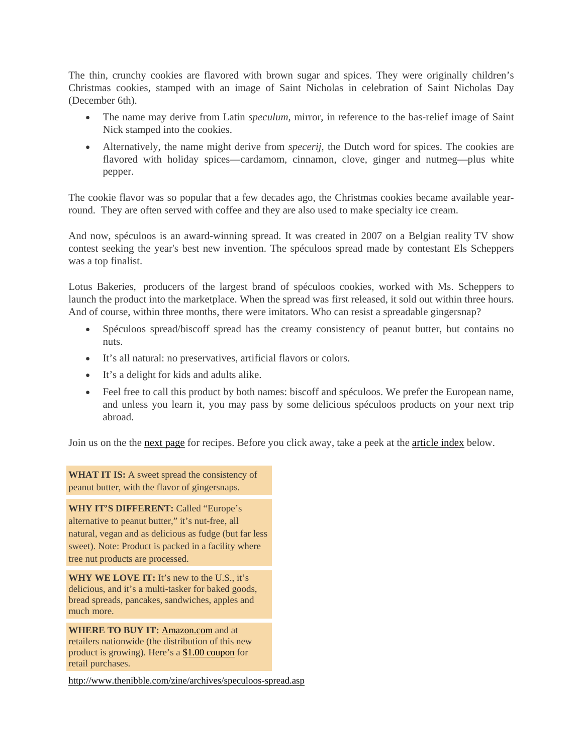The thin, crunchy cookies are flavored with brown sugar and spices. They were originally children's Christmas cookies, stamped with an image of Saint Nicholas in celebration of Saint Nicholas Day (December 6th).

- The name may derive from Latin *speculum*, mirror, in reference to the bas-relief image of Saint Nick stamped into the cookies.
- Alternatively, the name might derive from *specerij*, the Dutch word for spices. The cookies are flavored with holiday spices—cardamom, cinnamon, clove, ginger and nutmeg—plus white pepper.

The cookie flavor was so popular that a few decades ago, the Christmas cookies became available year-round. They are often served with coffee and they are also used to make specialty ice cream.

And now, spéculoos is an award-winning spread. It was created in 2007 on a Belgian reality TV show contest seeking the year's best new invention. The spéculoos spread made by contestant Els Scheppers was a top finalist.

Lotus Bakeries, producers of the largest brand of spéculoos cookies, worked with Ms. Scheppers to launch the product into the marketplace. When the spread was first released, it sold out within three hours. And of course, within three months, there were imitators. Who can resist a spreadable gingersnap?

- Spéculoos spread/biscoff spread has the creamy consistency of peanut butter, but contains no nuts.
- It's all natural: no preservatives, artificial flavors or colors.
- It's a delight for kids and adults alike.
- Feel free to call this product by both names: biscoff and spéculoos. We prefer the European name, and unless you learn it, you may pass by some delicious spéculoos products on your next trip abroad.

Join us on the the next page for recipes. Before you click away, take a peek at the article index below.

**WHAT IT IS:** A sweet spread the consistency of peanut butter, with the flavor of gingersnaps.

**WHY IT'S DIFFERENT:** Called "Europe's alternative to peanut butter," it's nut-free, all natural, vegan and as delicious as fudge (but far less sweet). Note: Product is packed in a facility where tree nut products are processed.

**WHY WE LOVE IT:** It's new to the U.S., it's delicious, and it's a multi-tasker for baked goods, bread spreads, pancakes, sandwiches, apples and much more.

**WHERE TO BUY IT:** Amazon.com and at retailers nationwide (the distribution of this new product is growing). Here's a $1.00 coupon for retail purchases.

http://www.thenibble.com/zine/archives/speculoos-spread.asp